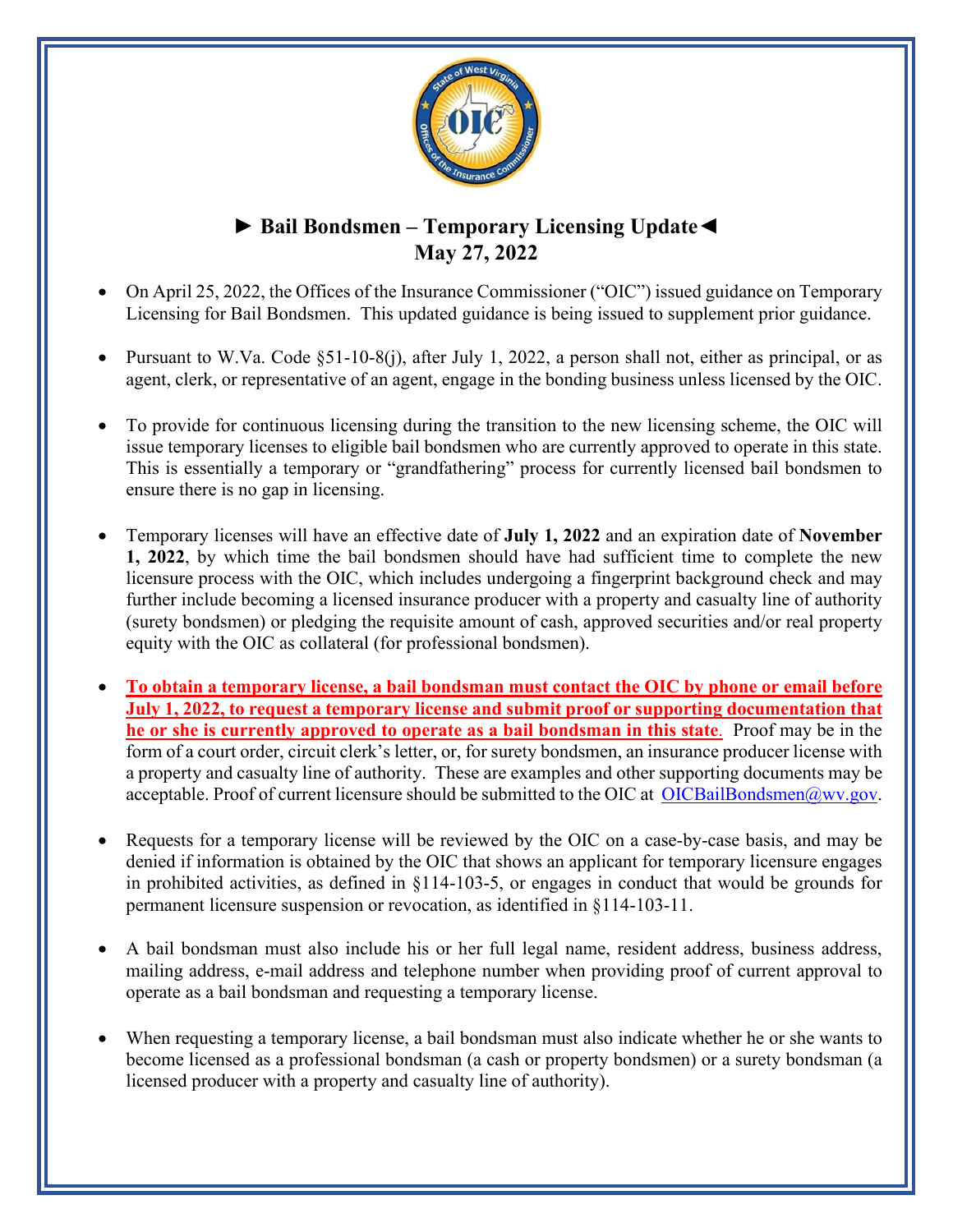# ► Bail Bondsmen – Temporary Licensing Update◄
## May 27, 2022

- On April 25, 2022, the Offices of the Insurance Commissioner ("OIC") issued guidance on Temporary Licensing for Bail Bondsmen. This updated guidance is being issued to supplement prior guidance.

- Pursuant to W.Va. Code §51-10-8(j), after July 1, 2022, a person shall not, either as principal, or as agent, clerk, or representative of an agent, engage in the bonding business unless licensed by the OIC.

- To provide for continuous licensing during the transition to the new licensing scheme, the OIC will issue temporary licenses to eligible bail bondsmen who are currently approved to operate in this state. This is essentially a temporary or "grandfathering" process for currently licensed bail bondsmen to ensure there is no gap in licensing.

- Temporary licenses will have an effective date of **July 1, 2022** and an expiration date of **November 1, 2022**, by which time the bail bondsmen should have had sufficient time to complete the new licensure process with the OIC, which includes undergoing a fingerprint background check and may further include becoming a licensed insurance producer with a property and casualty line of authority (surety bondsmen) or pledging the requisite amount of cash, approved securities and/or real property equity with the OIC as collateral (for professional bondsmen).

- **To obtain a temporary license, a bail bondsman must contact the OIC by phone or email before July 1, 2022, to request a temporary license and submit proof or supporting documentation that he or she is currently approved to operate as a bail bondsman in this state**. Proof may be in the form of a court order, circuit clerk's letter, or, for surety bondsmen, an insurance producer license with a property and casualty line of authority. These are examples and other supporting documents may be acceptable. Proof of current licensure should be submitted to the OIC at OICBailBondsmen@wv.gov.

- Requests for a temporary license will be reviewed by the OIC on a case-by-case basis, and may be denied if information is obtained by the OIC that shows an applicant for temporary licensure engages in prohibited activities, as defined in §114-103-5, or engages in conduct that would be grounds for permanent licensure suspension or revocation, as identified in §114-103-11.

- A bail bondsman must also include his or her full legal name, resident address, business address, mailing address, e-mail address and telephone number when providing proof of current approval to operate as a bail bondsman and requesting a temporary license.

- When requesting a temporary license, a bail bondsman must also indicate whether he or she wants to become licensed as a professional bondsman (a cash or property bondsmen) or a surety bondsman (a licensed producer with a property and casualty line of authority).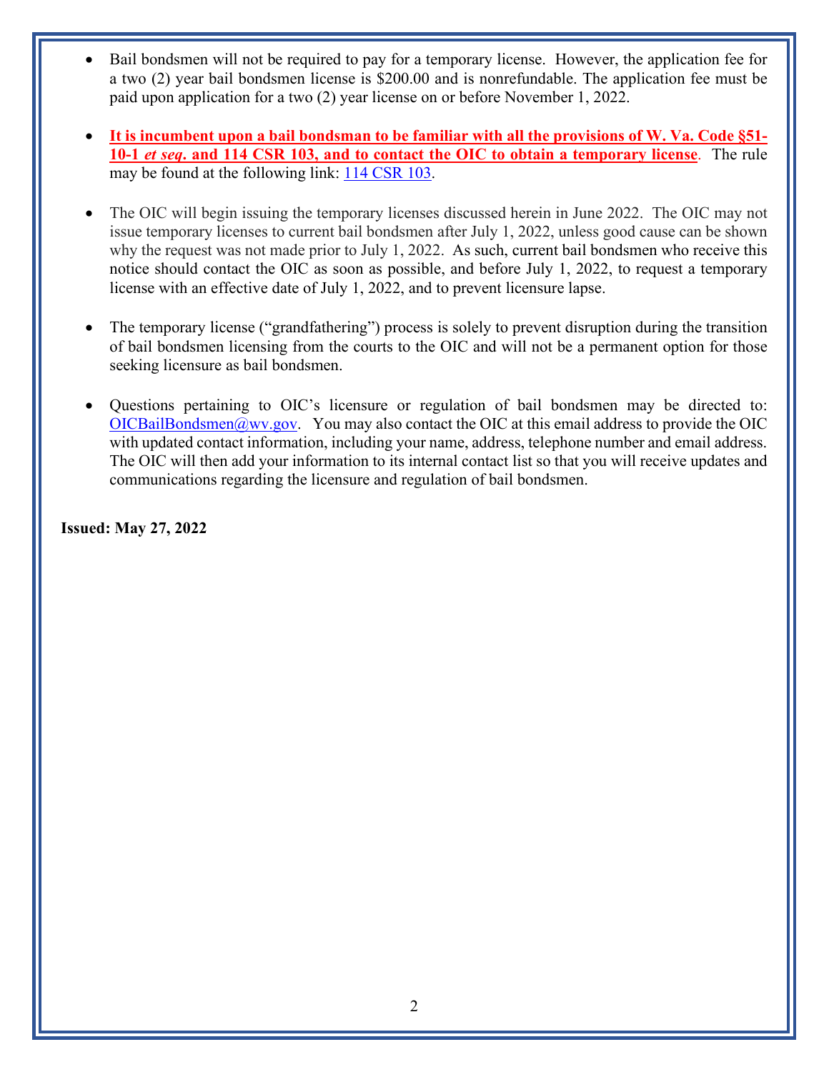- Bail bondsmen will not be required to pay for a temporary license. However, the application fee for a two (2) year bail bondsmen license is $200.00 and is nonrefundable. The application fee must be paid upon application for a two (2) year license on or before November 1, 2022.

- **It is incumbent upon a bail bondsman to be familiar with all the provisions of W. Va. Code §51-10-1 *et seq*. and 114 CSR 103, and to contact the OIC to obtain a temporary license**. The rule may be found at the following link: 114 CSR 103.

- The OIC will begin issuing the temporary licenses discussed herein in June 2022. The OIC may not issue temporary licenses to current bail bondsmen after July 1, 2022, unless good cause can be shown why the request was not made prior to July 1, 2022. As such, current bail bondsmen who receive this notice should contact the OIC as soon as possible, and before July 1, 2022, to request a temporary license with an effective date of July 1, 2022, and to prevent licensure lapse.

- The temporary license ("grandfathering") process is solely to prevent disruption during the transition of bail bondsmen licensing from the courts to the OIC and will not be a permanent option for those seeking licensure as bail bondsmen.

- Questions pertaining to OIC's licensure or regulation of bail bondsmen may be directed to: OICBailBondsmen@wv.gov. You may also contact the OIC at this email address to provide the OIC with updated contact information, including your name, address, telephone number and email address. The OIC will then add your information to its internal contact list so that you will receive updates and communications regarding the licensure and regulation of bail bondsmen.

**Issued: May 27, 2022**